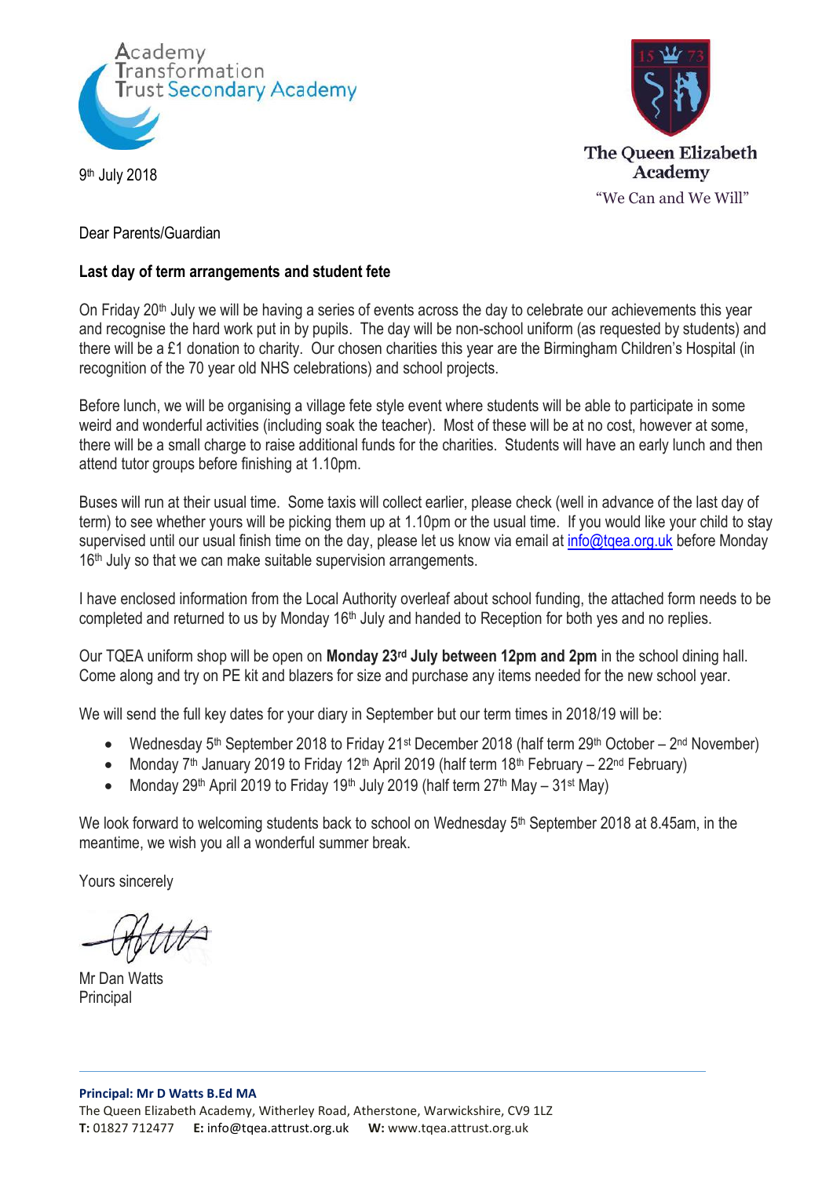Academy Transformation Trust Secondary Academy

The Queen Elizabeth Academy
"We Can and We Will"

9th July 2018

Dear Parents/Guardian

**Last day of term arrangements and student fete**

On Friday 20th July we will be having a series of events across the day to celebrate our achievements this year and recognise the hard work put in by pupils. The day will be non-school uniform (as requested by students) and there will be a £1 donation to charity. Our chosen charities this year are the Birmingham Children's Hospital (in recognition of the 70 year old NHS celebrations) and school projects.

Before lunch, we will be organising a village fete style event where students will be able to participate in some weird and wonderful activities (including soak the teacher). Most of these will be at no cost, however at some, there will be a small charge to raise additional funds for the charities. Students will have an early lunch and then attend tutor groups before finishing at 1.10pm.

Buses will run at their usual time. Some taxis will collect earlier, please check (well in advance of the last day of term) to see whether yours will be picking them up at 1.10pm or the usual time. If you would like your child to stay supervised until our usual finish time on the day, please let us know via email at info@tqea.org.uk before Monday 16th July so that we can make suitable supervision arrangements.

I have enclosed information from the Local Authority overleaf about school funding, the attached form needs to be completed and returned to us by Monday 16th July and handed to Reception for both yes and no replies.

Our TQEA uniform shop will be open on **Monday 23rd July between 12pm and 2pm** in the school dining hall. Come along and try on PE kit and blazers for size and purchase any items needed for the new school year.

We will send the full key dates for your diary in September but our term times in 2018/19 will be:

- Wednesday 5th September 2018 to Friday 21st December 2018 (half term 29th October – 2nd November)
- Monday 7th January 2019 to Friday 12th April 2019 (half term 18th February – 22nd February)
- Monday 29th April 2019 to Friday 19th July 2019 (half term 27th May – 31st May)

We look forward to welcoming students back to school on Wednesday 5th September 2018 at 8.45am, in the meantime, we wish you all a wonderful summer break.

Yours sincerely

Mr Dan Watts
Principal

**Principal: Mr D Watts B.Ed MA**
The Queen Elizabeth Academy, Witherley Road, Atherstone, Warwickshire, CV9 1LZ
**T:** 01827 712477 **E:** info@tqea.attrust.org.uk **W:** www.tqea.attrust.org.uk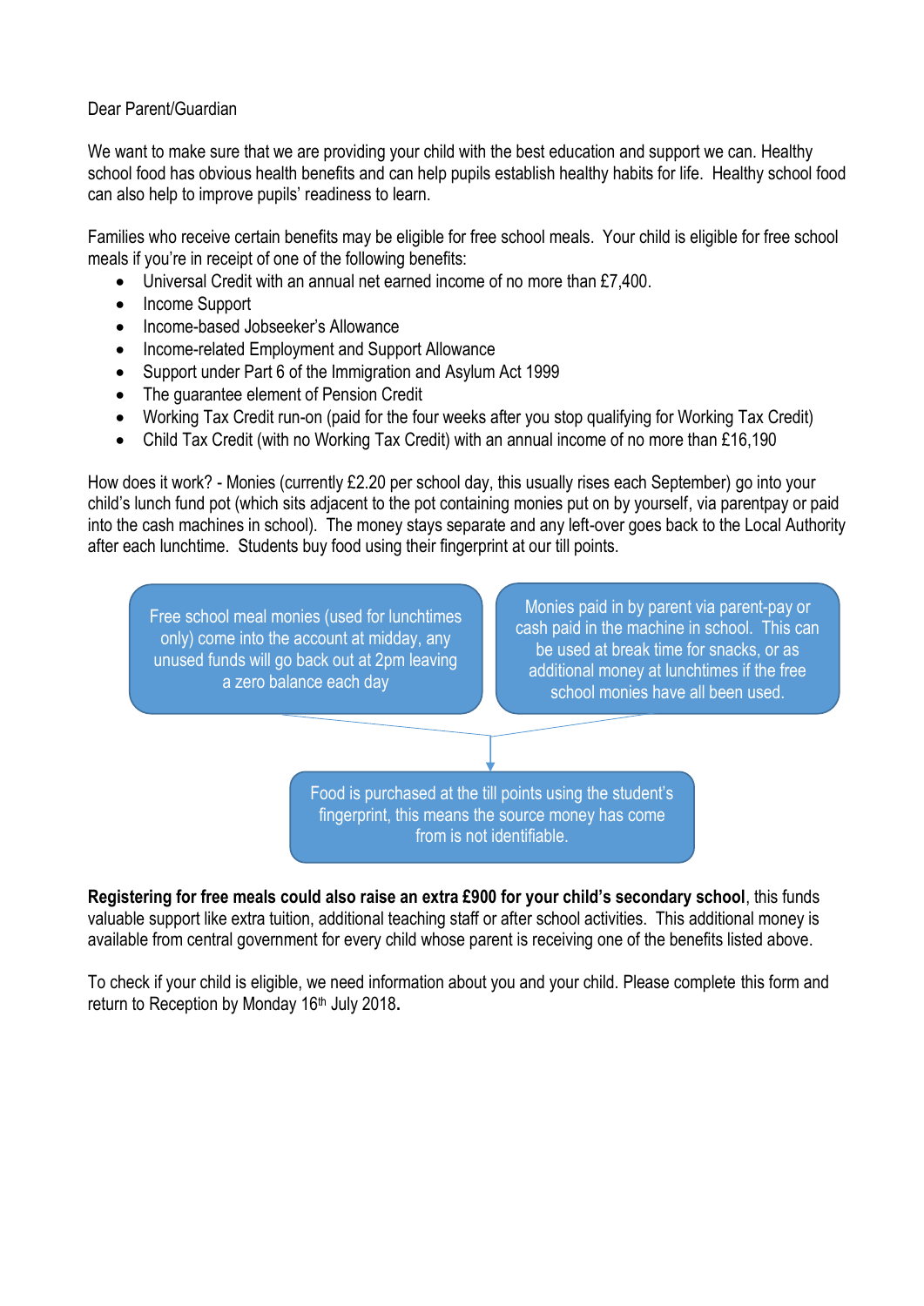Dear Parent/Guardian

We want to make sure that we are providing your child with the best education and support we can. Healthy school food has obvious health benefits and can help pupils establish healthy habits for life. Healthy school food can also help to improve pupils' readiness to learn.

Families who receive certain benefits may be eligible for free school meals. Your child is eligible for free school meals if you're in receipt of one of the following benefits:

- Universal Credit with an annual net earned income of no more than £7,400.
- Income Support
- Income-based Jobseeker's Allowance
- Income-related Employment and Support Allowance
- Support under Part 6 of the Immigration and Asylum Act 1999
- The guarantee element of Pension Credit
- Working Tax Credit run-on (paid for the four weeks after you stop qualifying for Working Tax Credit)
- Child Tax Credit (with no Working Tax Credit) with an annual income of no more than £16,190

How does it work? - Monies (currently £2.20 per school day, this usually rises each September) go into your child's lunch fund pot (which sits adjacent to the pot containing monies put on by yourself, via parentpay or paid into the cash machines in school). The money stays separate and any left-over goes back to the Local Authority after each lunchtime. Students buy food using their fingerprint at our till points.

Free school meal monies (used for lunchtimes only) come into the account at midday, any unused funds will go back out at 2pm leaving a zero balance each day

Monies paid in by parent via parent-pay or cash paid in the machine in school. This can be used at break time for snacks, or as additional money at lunchtimes if the free school monies have all been used.

Food is purchased at the till points using the student's fingerprint, this means the source money has come from is not identifiable.

**Registering for free meals could also raise an extra £900 for your child's secondary school**, this funds valuable support like extra tuition, additional teaching staff or after school activities. This additional money is available from central government for every child whose parent is receiving one of the benefits listed above.

To check if your child is eligible, we need information about you and your child. Please complete this form and return to Reception by Monday 16th July 2018**.**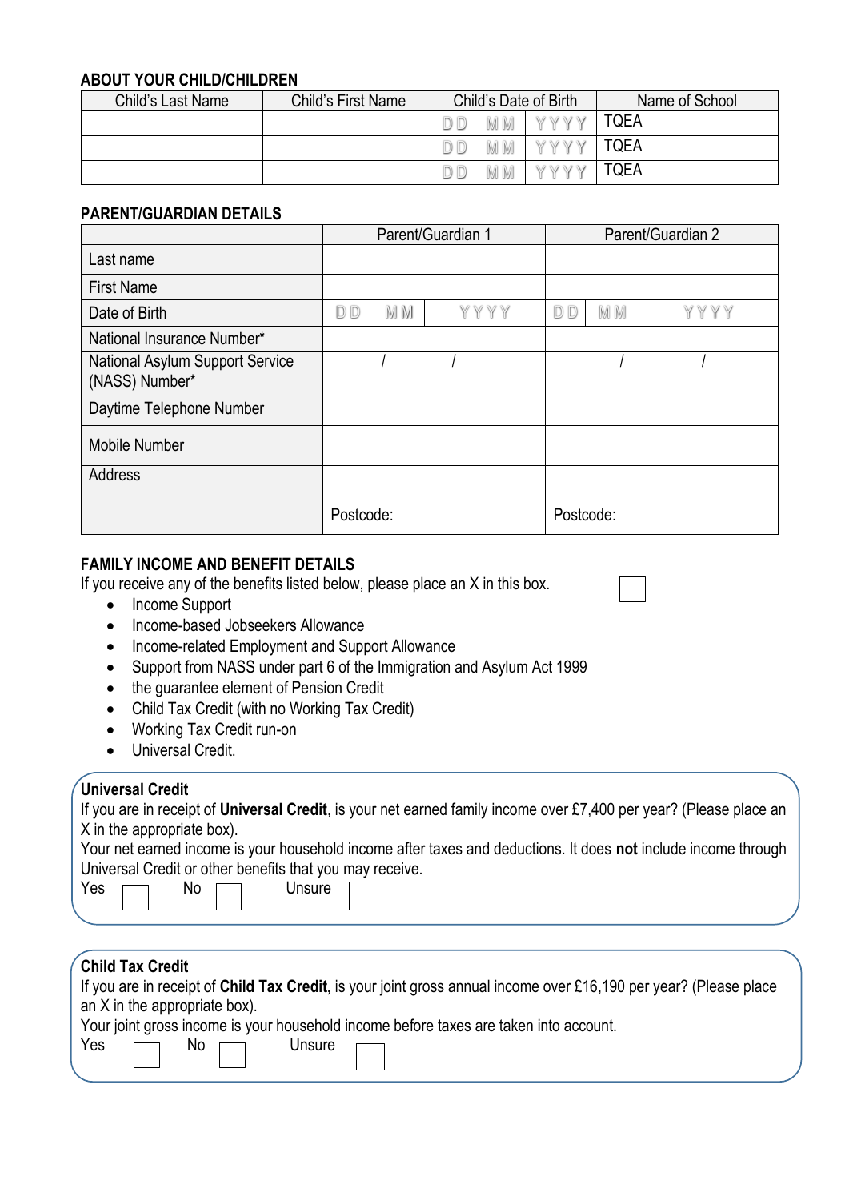### ABOUT YOUR CHILD/CHILDREN

| Child's Last Name | Child's First Name | Child's Date of Birth | | | Name of School |
|---|---|---|---|---|---|
| | | DD | MM | YYYY | TQEA |
| | | DD | MM | YYYY | TQEA |
| | | DD | MM | YYYY | TQEA |

### PARENT/GUARDIAN DETAILS

| | Parent/Guardian 1 | | | Parent/Guardian 2 | | |
|---|---|---|---|---|---|---|
| Last name | | | | | | |
| First Name | | | | | | |
| Date of Birth | DD | MM | YYYY | DD | MM | YYYY |
| National Insurance Number* | | | | | | |
| National Asylum Support Service (NASS) Number* | / | / | | / | / | |
| Daytime Telephone Number | | | | | | |
| Mobile Number | | | | | | |
| Address | Postcode: | | | Postcode: | | |

### FAMILY INCOME AND BENEFIT DETAILS

If you receive any of the benefits listed below, please place an X in this box. ☐

- Income Support
- Income-based Jobseekers Allowance
- Income-related Employment and Support Allowance
- Support from NASS under part 6 of the Immigration and Asylum Act 1999
- the guarantee element of Pension Credit
- Child Tax Credit (with no Working Tax Credit)
- Working Tax Credit run-on
- Universal Credit.

**Universal Credit**

If you are in receipt of **Universal Credit**, is your net earned family income over £7,400 per year? (Please place an X in the appropriate box).

Your net earned income is your household income after taxes and deductions. It does **not** include income through Universal Credit or other benefits that you may receive.

Yes ☐ No ☐ Unsure ☐

**Child Tax Credit**

If you are in receipt of **Child Tax Credit,** is your joint gross annual income over £16,190 per year? (Please place an X in the appropriate box).

Your joint gross income is your household income before taxes are taken into account.

Yes ☐ No ☐ Unsure ☐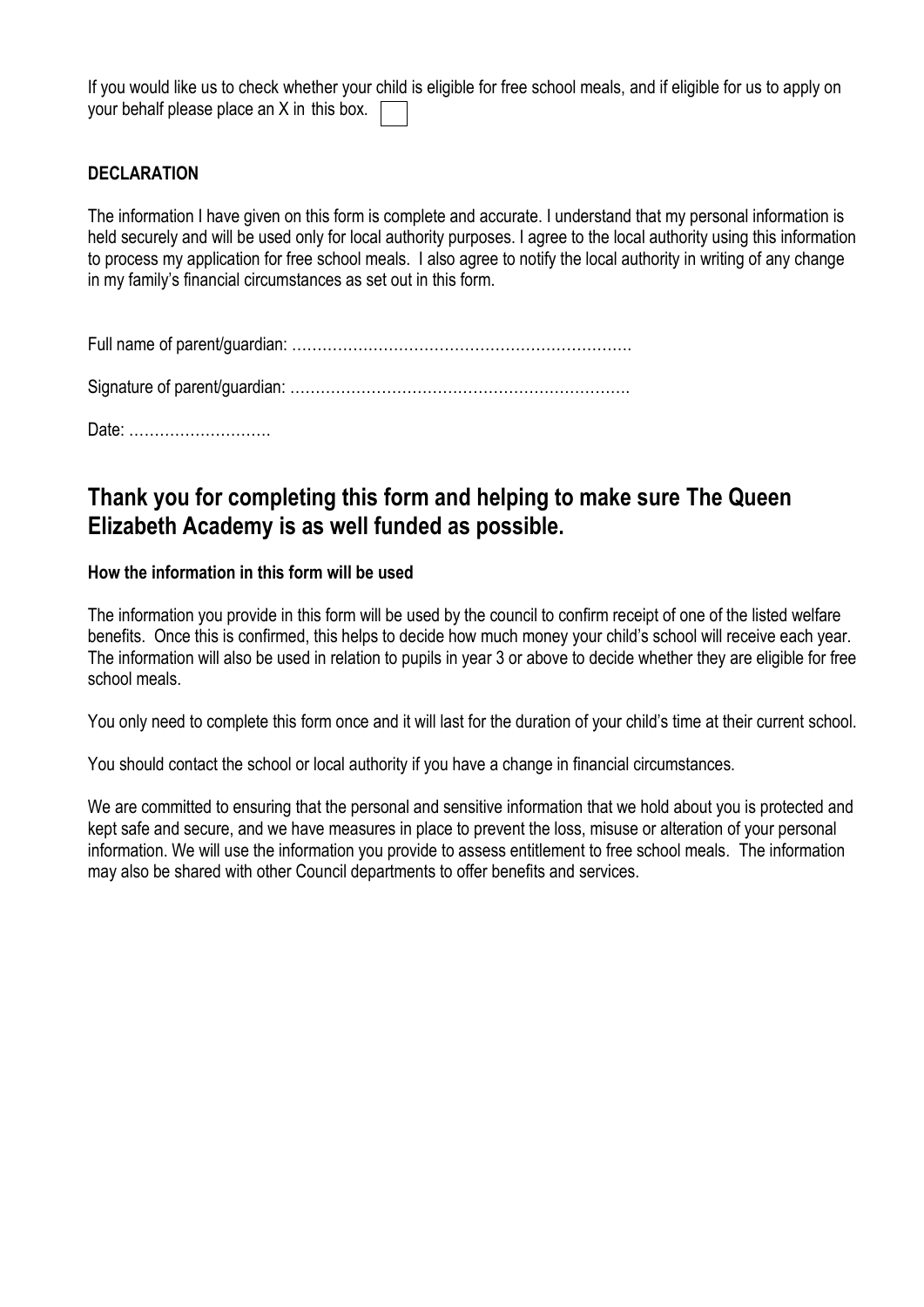If you would like us to check whether your child is eligible for free school meals, and if eligible for us to apply on your behalf please place an X in this box. ☐

**DECLARATION**

The information I have given on this form is complete and accurate. I understand that my personal information is held securely and will be used only for local authority purposes. I agree to the local authority using this information to process my application for free school meals. I also agree to notify the local authority in writing of any change in my family's financial circumstances as set out in this form.

Full name of parent/guardian: ………………………………………………………….

Signature of parent/guardian: ………………………………………………………….

Date: ……………………….

## Thank you for completing this form and helping to make sure The Queen Elizabeth Academy is as well funded as possible.

**How the information in this form will be used**

The information you provide in this form will be used by the council to confirm receipt of one of the listed welfare benefits. Once this is confirmed, this helps to decide how much money your child's school will receive each year. The information will also be used in relation to pupils in year 3 or above to decide whether they are eligible for free school meals.

You only need to complete this form once and it will last for the duration of your child's time at their current school.

You should contact the school or local authority if you have a change in financial circumstances.

We are committed to ensuring that the personal and sensitive information that we hold about you is protected and kept safe and secure, and we have measures in place to prevent the loss, misuse or alteration of your personal information. We will use the information you provide to assess entitlement to free school meals. The information may also be shared with other Council departments to offer benefits and services.